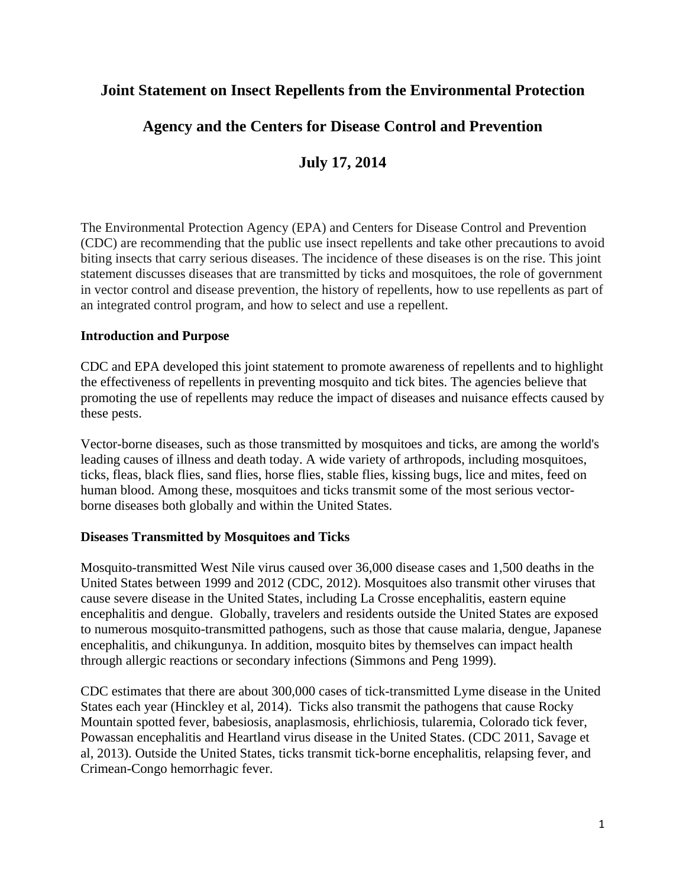# Joint Statement on Insect Repellents from the Environmental Protection Agency and the Centers for Disease Control and Prevention

## July 17, 2014

The Environmental Protection Agency (EPA) and Centers for Disease Control and Prevention (CDC) are recommending that the public use insect repellents and take other precautions to avoid biting insects that carry serious diseases. The incidence of these diseases is on the rise. This joint statement discusses diseases that are transmitted by ticks and mosquitoes, the role of government in vector control and disease prevention, the history of repellents, how to use repellents as part of an integrated control program, and how to select and use a repellent.

### Introduction and Purpose

CDC and EPA developed this joint statement to promote awareness of repellents and to highlight the effectiveness of repellents in preventing mosquito and tick bites. The agencies believe that promoting the use of repellents may reduce the impact of diseases and nuisance effects caused by these pests.

Vector-borne diseases, such as those transmitted by mosquitoes and ticks, are among the world's leading causes of illness and death today. A wide variety of arthropods, including mosquitoes, ticks, fleas, black flies, sand flies, horse flies, stable flies, kissing bugs, lice and mites, feed on human blood. Among these, mosquitoes and ticks transmit some of the most serious vector-borne diseases both globally and within the United States.

### Diseases Transmitted by Mosquitoes and Ticks

Mosquito-transmitted West Nile virus caused over 36,000 disease cases and 1,500 deaths in the United States between 1999 and 2012 (CDC, 2012). Mosquitoes also transmit other viruses that cause severe disease in the United States, including La Crosse encephalitis, eastern equine encephalitis and dengue. Globally, travelers and residents outside the United States are exposed to numerous mosquito-transmitted pathogens, such as those that cause malaria, dengue, Japanese encephalitis, and chikungunya. In addition, mosquito bites by themselves can impact health through allergic reactions or secondary infections (Simmons and Peng 1999).

CDC estimates that there are about 300,000 cases of tick-transmitted Lyme disease in the United States each year (Hinckley et al, 2014). Ticks also transmit the pathogens that cause Rocky Mountain spotted fever, babesiosis, anaplasmosis, ehrlichiosis, tularemia, Colorado tick fever, Powassan encephalitis and Heartland virus disease in the United States. (CDC 2011, Savage et al, 2013). Outside the United States, ticks transmit tick-borne encephalitis, relapsing fever, and Crimean-Congo hemorrhagic fever.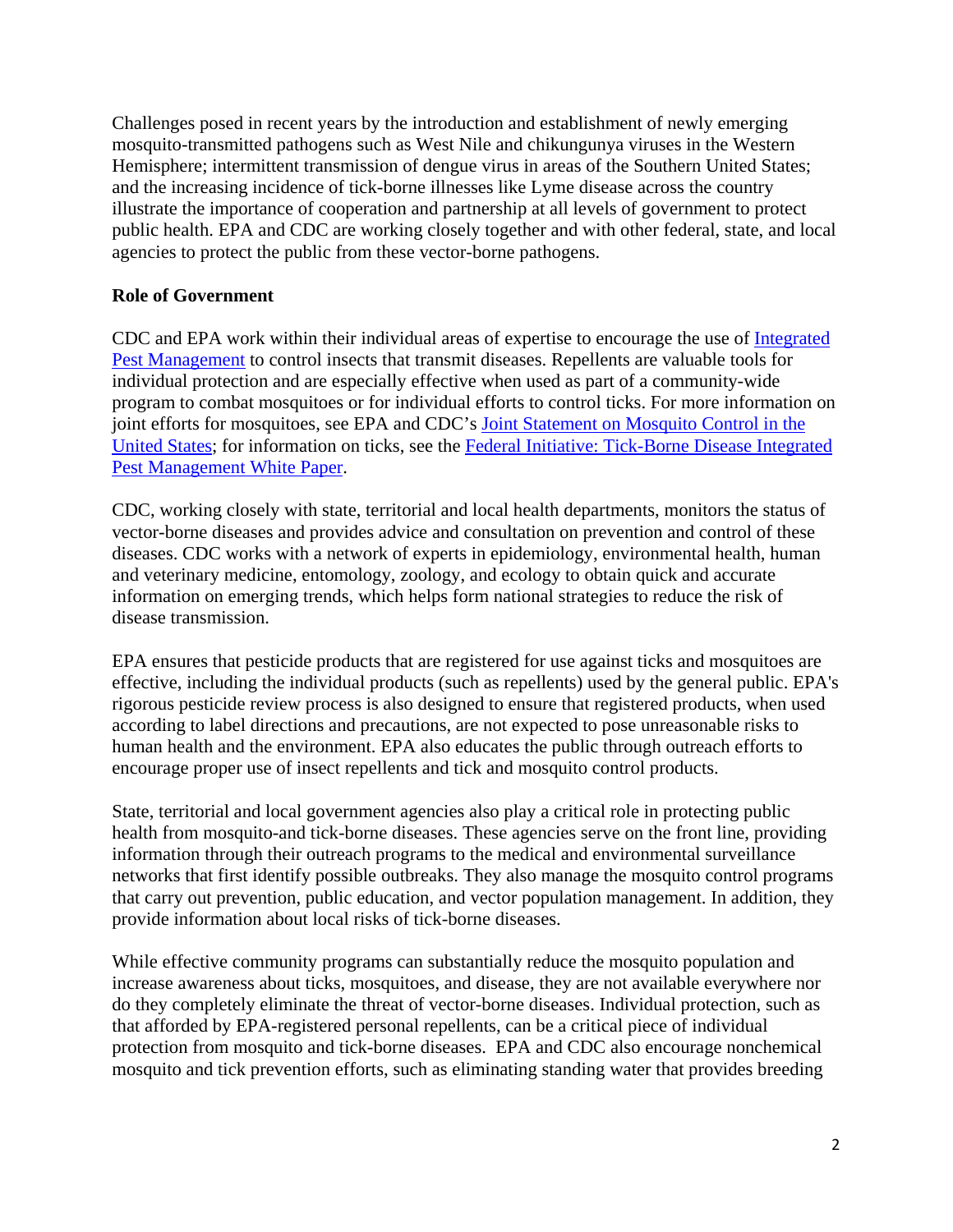Challenges posed in recent years by the introduction and establishment of newly emerging mosquito-transmitted pathogens such as West Nile and chikungunya viruses in the Western Hemisphere; intermittent transmission of dengue virus in areas of the Southern United States; and the increasing incidence of tick-borne illnesses like Lyme disease across the country illustrate the importance of cooperation and partnership at all levels of government to protect public health. EPA and CDC are working closely together and with other federal, state, and local agencies to protect the public from these vector-borne pathogens.

**Role of Government**

CDC and EPA work within their individual areas of expertise to encourage the use of Integrated Pest Management to control insects that transmit diseases. Repellents are valuable tools for individual protection and are especially effective when used as part of a community-wide program to combat mosquitoes or for individual efforts to control ticks. For more information on joint efforts for mosquitoes, see EPA and CDC's Joint Statement on Mosquito Control in the United States; for information on ticks, see the Federal Initiative: Tick-Borne Disease Integrated Pest Management White Paper.

CDC, working closely with state, territorial and local health departments, monitors the status of vector-borne diseases and provides advice and consultation on prevention and control of these diseases. CDC works with a network of experts in epidemiology, environmental health, human and veterinary medicine, entomology, zoology, and ecology to obtain quick and accurate information on emerging trends, which helps form national strategies to reduce the risk of disease transmission.

EPA ensures that pesticide products that are registered for use against ticks and mosquitoes are effective, including the individual products (such as repellents) used by the general public. EPA's rigorous pesticide review process is also designed to ensure that registered products, when used according to label directions and precautions, are not expected to pose unreasonable risks to human health and the environment. EPA also educates the public through outreach efforts to encourage proper use of insect repellents and tick and mosquito control products.

State, territorial and local government agencies also play a critical role in protecting public health from mosquito-and tick-borne diseases. These agencies serve on the front line, providing information through their outreach programs to the medical and environmental surveillance networks that first identify possible outbreaks. They also manage the mosquito control programs that carry out prevention, public education, and vector population management. In addition, they provide information about local risks of tick-borne diseases.

While effective community programs can substantially reduce the mosquito population and increase awareness about ticks, mosquitoes, and disease, they are not available everywhere nor do they completely eliminate the threat of vector-borne diseases. Individual protection, such as that afforded by EPA-registered personal repellents, can be a critical piece of individual protection from mosquito and tick-borne diseases. EPA and CDC also encourage nonchemical mosquito and tick prevention efforts, such as eliminating standing water that provides breeding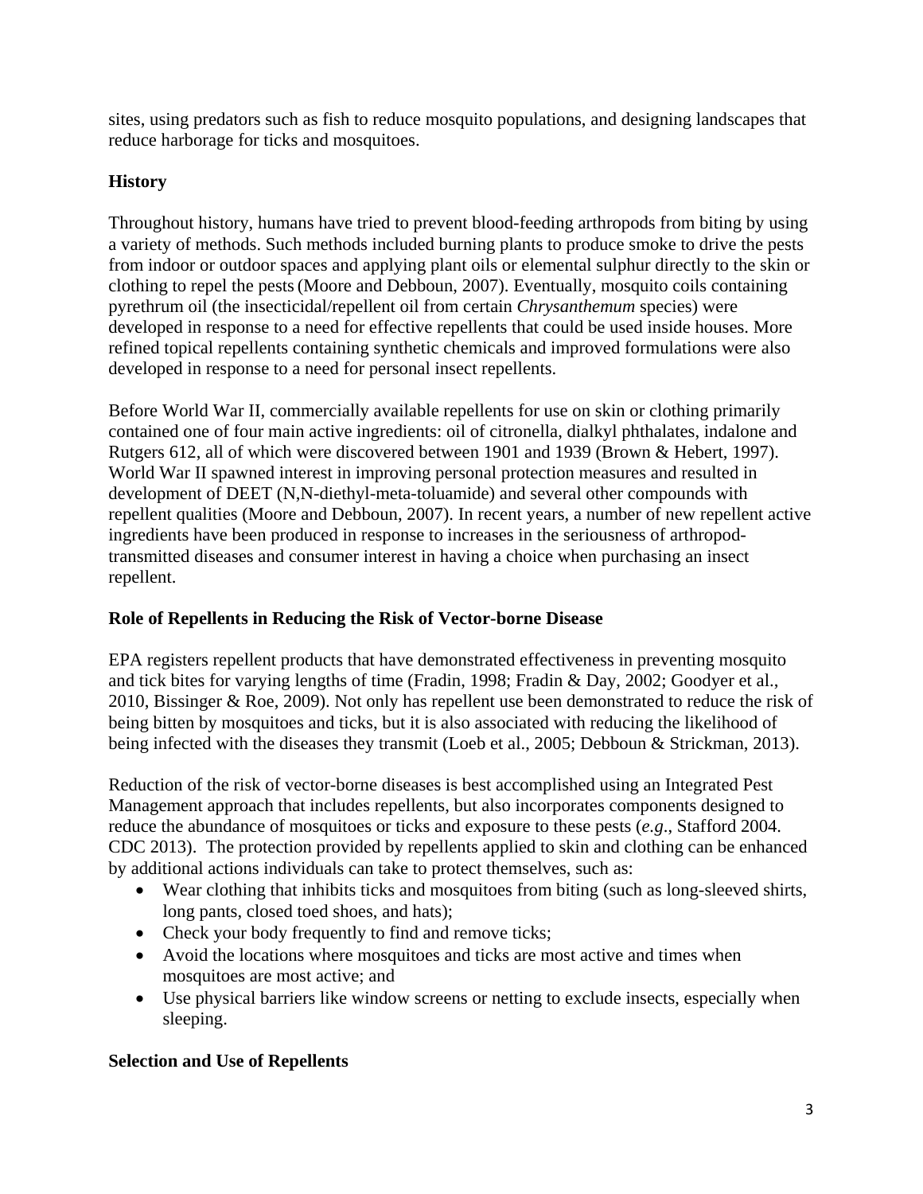sites, using predators such as fish to reduce mosquito populations, and designing landscapes that reduce harborage for ticks and mosquitoes.

## History

Throughout history, humans have tried to prevent blood-feeding arthropods from biting by using a variety of methods. Such methods included burning plants to produce smoke to drive the pests from indoor or outdoor spaces and applying plant oils or elemental sulphur directly to the skin or clothing to repel the pests (Moore and Debboun, 2007). Eventually, mosquito coils containing pyrethrum oil (the insecticidal/repellent oil from certain *Chrysanthemum* species) were developed in response to a need for effective repellents that could be used inside houses. More refined topical repellents containing synthetic chemicals and improved formulations were also developed in response to a need for personal insect repellents.

Before World War II, commercially available repellents for use on skin or clothing primarily contained one of four main active ingredients: oil of citronella, dialkyl phthalates, indalone and Rutgers 612, all of which were discovered between 1901 and 1939 (Brown & Hebert, 1997). World War II spawned interest in improving personal protection measures and resulted in development of DEET (N,N-diethyl-meta-toluamide) and several other compounds with repellent qualities (Moore and Debboun, 2007). In recent years, a number of new repellent active ingredients have been produced in response to increases in the seriousness of arthropod-transmitted diseases and consumer interest in having a choice when purchasing an insect repellent.

## Role of Repellents in Reducing the Risk of Vector-borne Disease

EPA registers repellent products that have demonstrated effectiveness in preventing mosquito and tick bites for varying lengths of time (Fradin, 1998; Fradin & Day, 2002; Goodyer et al., 2010, Bissinger & Roe, 2009). Not only has repellent use been demonstrated to reduce the risk of being bitten by mosquitoes and ticks, but it is also associated with reducing the likelihood of being infected with the diseases they transmit (Loeb et al., 2005; Debboun & Strickman, 2013).

Reduction of the risk of vector-borne diseases is best accomplished using an Integrated Pest Management approach that includes repellents, but also incorporates components designed to reduce the abundance of mosquitoes or ticks and exposure to these pests (*e.g*., Stafford 2004. CDC 2013). The protection provided by repellents applied to skin and clothing can be enhanced by additional actions individuals can take to protect themselves, such as:

- Wear clothing that inhibits ticks and mosquitoes from biting (such as long-sleeved shirts, long pants, closed toed shoes, and hats);
- Check your body frequently to find and remove ticks;
- Avoid the locations where mosquitoes and ticks are most active and times when mosquitoes are most active; and
- Use physical barriers like window screens or netting to exclude insects, especially when sleeping.

## Selection and Use of Repellents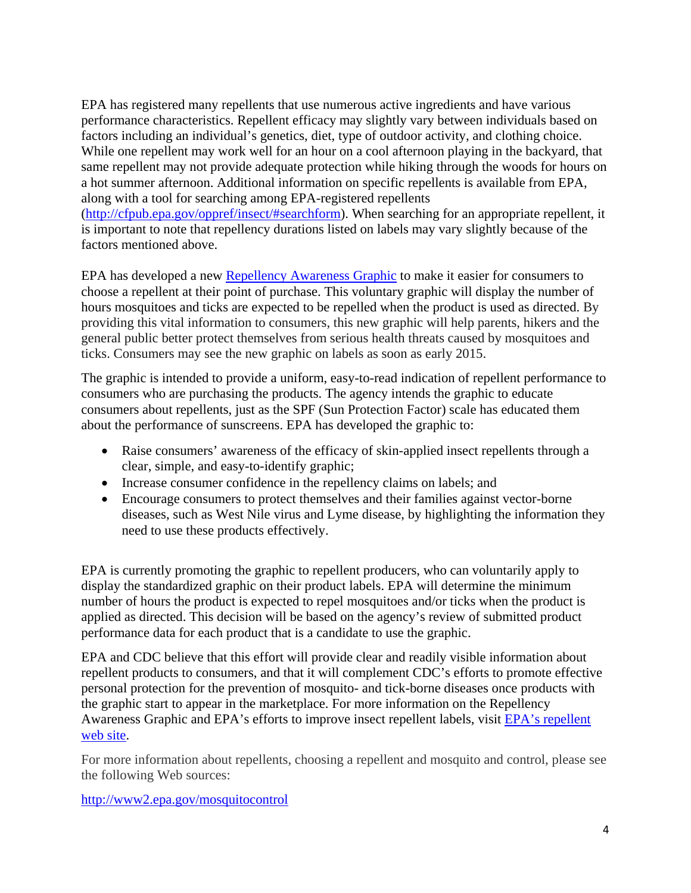EPA has registered many repellents that use numerous active ingredients and have various performance characteristics. Repellent efficacy may slightly vary between individuals based on factors including an individual's genetics, diet, type of outdoor activity, and clothing choice. While one repellent may work well for an hour on a cool afternoon playing in the backyard, that same repellent may not provide adequate protection while hiking through the woods for hours on a hot summer afternoon. Additional information on specific repellents is available from EPA, along with a tool for searching among EPA-registered repellents ([http://cfpub.epa.gov/oppref/insect/#searchform](http://cfpub.epa.gov/oppref/insect/#searchform)). When searching for an appropriate repellent, it is important to note that repellency durations listed on labels may vary slightly because of the factors mentioned above.

EPA has developed a new [Repellency Awareness Graphic]() to make it easier for consumers to choose a repellent at their point of purchase. This voluntary graphic will display the number of hours mosquitoes and ticks are expected to be repelled when the product is used as directed. By providing this vital information to consumers, this new graphic will help parents, hikers and the general public better protect themselves from serious health threats caused by mosquitoes and ticks. Consumers may see the new graphic on labels as soon as early 2015.

The graphic is intended to provide a uniform, easy-to-read indication of repellent performance to consumers who are purchasing the products. The agency intends the graphic to educate consumers about repellents, just as the SPF (Sun Protection Factor) scale has educated them about the performance of sunscreens. EPA has developed the graphic to:

- Raise consumers' awareness of the efficacy of skin-applied insect repellents through a clear, simple, and easy-to-identify graphic;
- Increase consumer confidence in the repellency claims on labels; and
- Encourage consumers to protect themselves and their families against vector-borne diseases, such as West Nile virus and Lyme disease, by highlighting the information they need to use these products effectively.

EPA is currently promoting the graphic to repellent producers, who can voluntarily apply to display the standardized graphic on their product labels. EPA will determine the minimum number of hours the product is expected to repel mosquitoes and/or ticks when the product is applied as directed. This decision will be based on the agency's review of submitted product performance data for each product that is a candidate to use the graphic.

EPA and CDC believe that this effort will provide clear and readily visible information about repellent products to consumers, and that it will complement CDC's efforts to promote effective personal protection for the prevention of mosquito- and tick-borne diseases once products with the graphic start to appear in the marketplace. For more information on the Repellency Awareness Graphic and EPA's efforts to improve insect repellent labels, visit [EPA's repellent web site]().

For more information about repellents, choosing a repellent and mosquito and control, please see the following Web sources:

[http://www2.epa.gov/mosquitocontrol](http://www2.epa.gov/mosquitocontrol)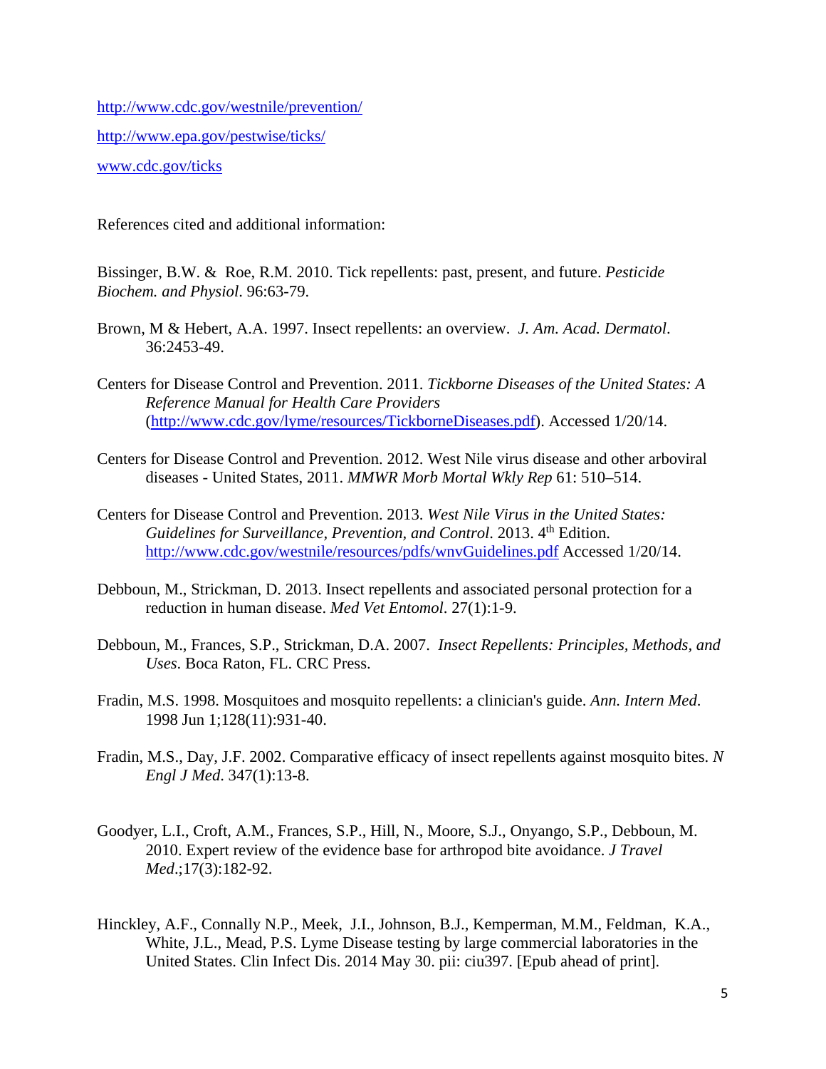http://www.cdc.gov/westnile/prevention/

http://www.epa.gov/pestwise/ticks/

www.cdc.gov/ticks

References cited and additional information:

Bissinger, B.W. & Roe, R.M. 2010. Tick repellents: past, present, and future. *Pesticide Biochem. and Physiol*. 96:63-79.

Brown, M & Hebert, A.A. 1997. Insect repellents: an overview. *J. Am. Acad. Dermatol*. 36:2453-49.

Centers for Disease Control and Prevention. 2011. *Tickborne Diseases of the United States: A Reference Manual for Health Care Providers* (http://www.cdc.gov/lyme/resources/TickborneDiseases.pdf). Accessed 1/20/14.

Centers for Disease Control and Prevention. 2012. West Nile virus disease and other arboviral diseases - United States, 2011. *MMWR Morb Mortal Wkly Rep* 61: 510–514.

Centers for Disease Control and Prevention. 2013. *West Nile Virus in the United States: Guidelines for Surveillance, Prevention, and Control*. 2013. 4th Edition. http://www.cdc.gov/westnile/resources/pdfs/wnvGuidelines.pdf Accessed 1/20/14.

Debboun, M., Strickman, D. 2013. Insect repellents and associated personal protection for a reduction in human disease. *Med Vet Entomol*. 27(1):1-9.

Debboun, M., Frances, S.P., Strickman, D.A. 2007. *Insect Repellents: Principles, Methods, and Uses*. Boca Raton, FL. CRC Press.

Fradin, M.S. 1998. Mosquitoes and mosquito repellents: a clinician's guide. *Ann. Intern Med*. 1998 Jun 1;128(11):931-40.

Fradin, M.S., Day, J.F. 2002. Comparative efficacy of insect repellents against mosquito bites. *N Engl J Med*. 347(1):13-8.

Goodyer, L.I., Croft, A.M., Frances, S.P., Hill, N., Moore, S.J., Onyango, S.P., Debboun, M. 2010. Expert review of the evidence base for arthropod bite avoidance. *J Travel Med*.;17(3):182-92.

Hinckley, A.F., Connally N.P., Meek, J.I., Johnson, B.J., Kemperman, M.M., Feldman, K.A., White, J.L., Mead, P.S. Lyme Disease testing by large commercial laboratories in the United States. Clin Infect Dis. 2014 May 30. pii: ciu397. [Epub ahead of print].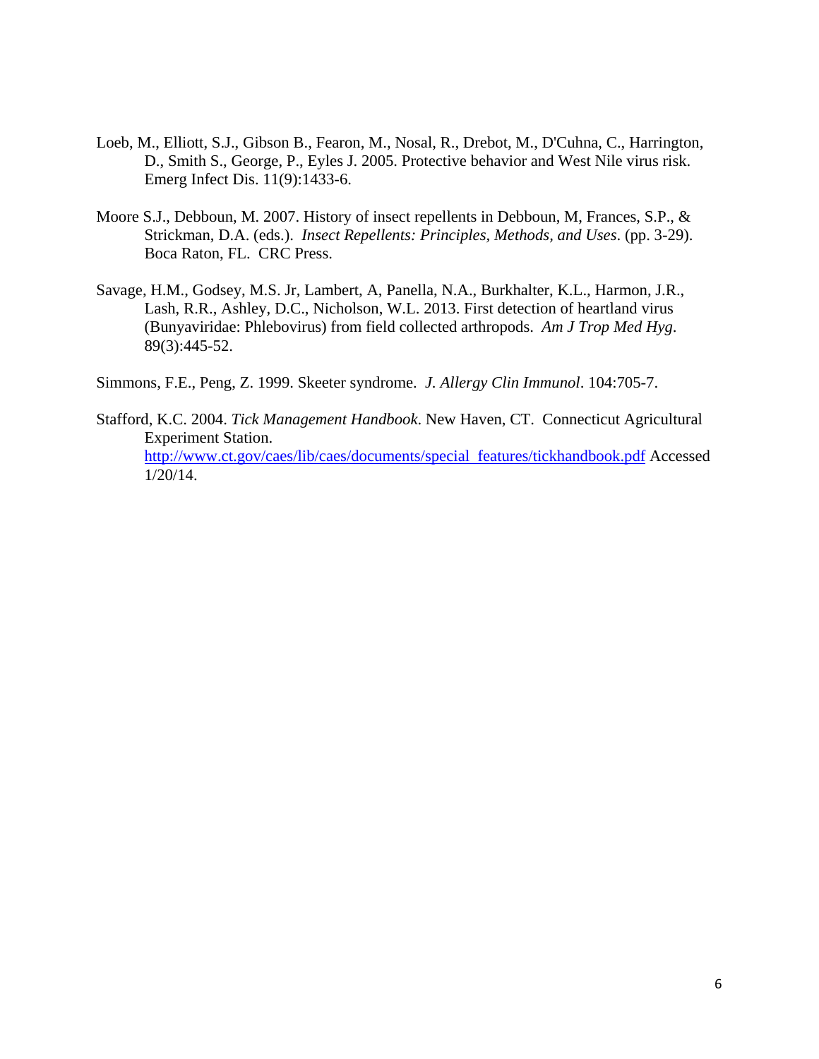Loeb, M., Elliott, S.J., Gibson B., Fearon, M., Nosal, R., Drebot, M., D'Cuhna, C., Harrington, D., Smith S., George, P., Eyles J. 2005. Protective behavior and West Nile virus risk. Emerg Infect Dis. 11(9):1433-6.

Moore S.J., Debboun, M. 2007. History of insect repellents in Debboun, M, Frances, S.P., & Strickman, D.A. (eds.). *Insect Repellents: Principles, Methods, and Uses*. (pp. 3-29). Boca Raton, FL. CRC Press.

Savage, H.M., Godsey, M.S. Jr, Lambert, A, Panella, N.A., Burkhalter, K.L., Harmon, J.R., Lash, R.R., Ashley, D.C., Nicholson, W.L. 2013. First detection of heartland virus (Bunyaviridae: Phlebovirus) from field collected arthropods. *Am J Trop Med Hyg*. 89(3):445-52.

Simmons, F.E., Peng, Z. 1999. Skeeter syndrome. *J. Allergy Clin Immunol*. 104:705-7.

Stafford, K.C. 2004. *Tick Management Handbook*. New Haven, CT. Connecticut Agricultural Experiment Station. http://www.ct.gov/caes/lib/caes/documents/special_features/tickhandbook.pdf Accessed 1/20/14.